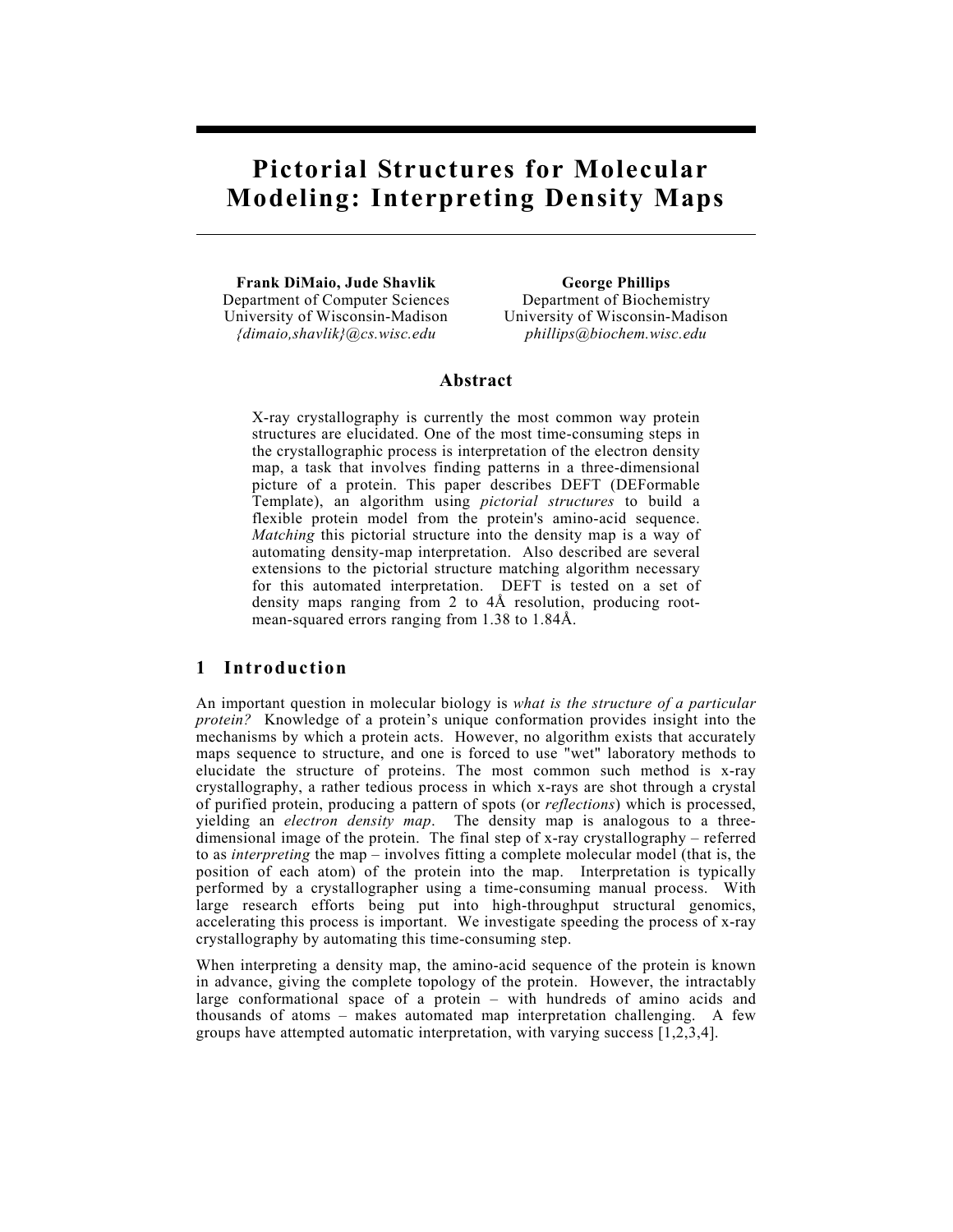# Pictorial Structures for Molecular Modeling: Interpreting Density Maps

**Frank DiMaio, Jude Shavlik**
Department of Computer Sciences
University of Wisconsin-Madison
*{dimaio,shavlik}@cs.wisc.edu*

**George Phillips**
Department of Biochemistry
University of Wisconsin-Madison
*phillips@biochem.wisc.edu*

## Abstract

X-ray crystallography is currently the most common way protein structures are elucidated. One of the most time-consuming steps in the crystallographic process is interpretation of the electron density map, a task that involves finding patterns in a three-dimensional picture of a protein. This paper describes DEFT (DEFormable Template), an algorithm using *pictorial structures* to build a flexible protein model from the protein's amino-acid sequence. *Matching* this pictorial structure into the density map is a way of automating density-map interpretation. Also described are several extensions to the pictorial structure matching algorithm necessary for this automated interpretation. DEFT is tested on a set of density maps ranging from 2 to 4Å resolution, producing root-mean-squared errors ranging from 1.38 to 1.84Å.

## 1 Introduction

An important question in molecular biology is *what is the structure of a particular protein?* Knowledge of a protein's unique conformation provides insight into the mechanisms by which a protein acts. However, no algorithm exists that accurately maps sequence to structure, and one is forced to use "wet" laboratory methods to elucidate the structure of proteins. The most common such method is x-ray crystallography, a rather tedious process in which x-rays are shot through a crystal of purified protein, producing a pattern of spots (or *reflections*) which is processed, yielding an *electron density map*. The density map is analogous to a three-dimensional image of the protein. The final step of x-ray crystallography – referred to as *interpreting* the map – involves fitting a complete molecular model (that is, the position of each atom) of the protein into the map. Interpretation is typically performed by a crystallographer using a time-consuming manual process. With large research efforts being put into high-throughput structural genomics, accelerating this process is important. We investigate speeding the process of x-ray crystallography by automating this time-consuming step.

When interpreting a density map, the amino-acid sequence of the protein is known in advance, giving the complete topology of the protein. However, the intractably large conformational space of a protein – with hundreds of amino acids and thousands of atoms – makes automated map interpretation challenging. A few groups have attempted automatic interpretation, with varying success [1,2,3,4].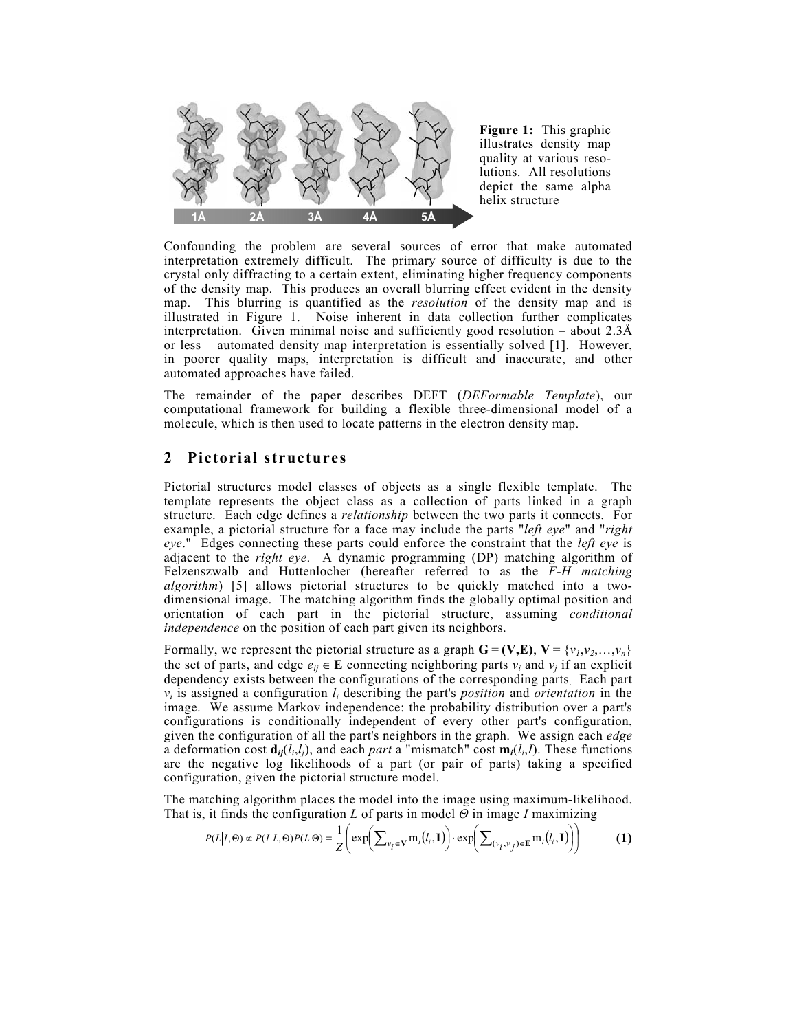Figure 1: This graphic illustrates density map quality at various resolutions. All resolutions depict the same alpha helix structure

Confounding the problem are several sources of error that make automated interpretation extremely difficult. The primary source of difficulty is due to the crystal only diffracting to a certain extent, eliminating higher frequency components of the density map. This produces an overall blurring effect evident in the density map. This blurring is quantified as the *resolution* of the density map and is illustrated in Figure 1. Noise inherent in data collection further complicates interpretation. Given minimal noise and sufficiently good resolution – about 2.3Å or less – automated density map interpretation is essentially solved [1]. However, in poorer quality maps, interpretation is difficult and inaccurate, and other automated approaches have failed.

The remainder of the paper describes DEFT (*DEFormable Template*), our computational framework for building a flexible three-dimensional model of a molecule, which is then used to locate patterns in the electron density map.

## 2 Pictorial structures

Pictorial structures model classes of objects as a single flexible template. The template represents the object class as a collection of parts linked in a graph structure. Each edge defines a *relationship* between the two parts it connects. For example, a pictorial structure for a face may include the parts "*left eye*" and "*right eye*." Edges connecting these parts could enforce the constraint that the *left eye* is adjacent to the *right eye*. A dynamic programming (DP) matching algorithm of Felzenszwalb and Huttenlocher (hereafter referred to as the *F-H matching algorithm*) [5] allows pictorial structures to be quickly matched into a two-dimensional image. The matching algorithm finds the globally optimal position and orientation of each part in the pictorial structure, assuming *conditional independence* on the position of each part given its neighbors.

Formally, we represent the pictorial structure as a graph $\mathbf{G} = (\mathbf{V},\mathbf{E})$, $\mathbf{V} = \{v_1, v_2, \ldots, v_n\}$ the set of parts, and edge $e_{ij} \in \mathbf{E}$ connecting neighboring parts $v_i$ and $v_j$ if an explicit dependency exists between the configurations of the corresponding parts. Each part $v_i$ is assigned a configuration $l_i$ describing the part's *position* and *orientation* in the image. We assume Markov independence: the probability distribution over a part's configurations is conditionally independent of every other part's configuration, given the configuration of all the part's neighbors in the graph. We assign each *edge* a deformation cost $\mathbf{d}_{ij}(l_i, l_j)$, and each *part* a "mismatch" cost $\mathbf{m}_i(l_i, I)$. These functions are the negative log likelihoods of a part (or pair of parts) taking a specified configuration, given the pictorial structure model.

The matching algorithm places the model into the image using maximum-likelihood. That is, it finds the configuration $L$ of parts in model $\Theta$ in image $I$ maximizing

$$P(L|I,\Theta) \propto P(I|L,\Theta)P(L|\Theta) = \frac{1}{Z}\left(\exp\left(\sum_{v_i \in \mathbf{V}} \mathrm{m}_i(l_i, \mathbf{I})\right) \cdot \exp\left(\sum_{(v_i, v_j) \in \mathbf{E}} \mathrm{m}_i(l_i, \mathbf{I})\right)\right) \quad \textbf{(1)}$$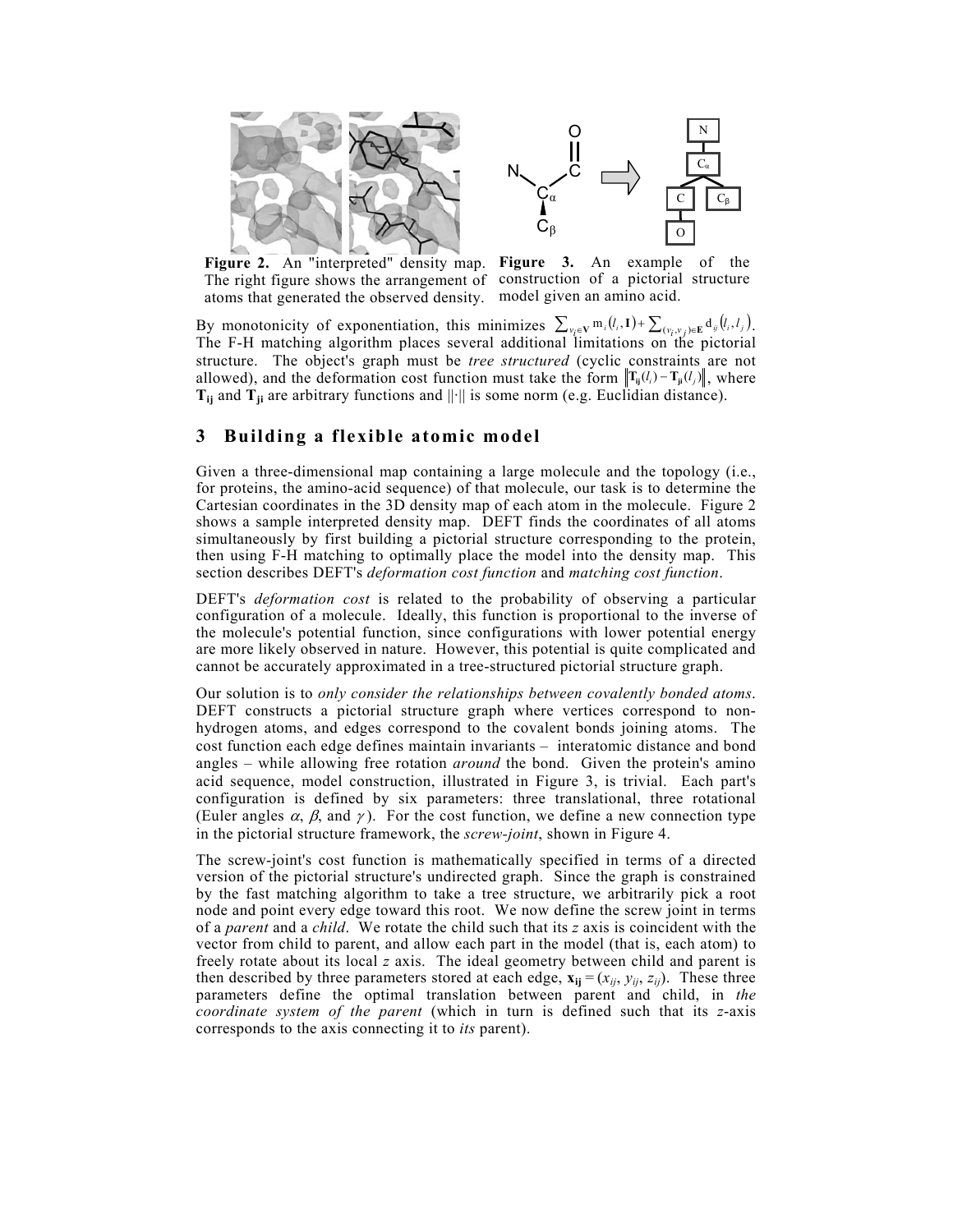**Figure 2.** An "interpreted" density map. The right figure shows the arrangement of atoms that generated the observed density.

**Figure 3.** An example of the construction of a pictorial structure model given an amino acid.

By monotonicity of exponentiation, this minimizes $\sum_{v_i \in \mathbf{V}} \mathrm{m}_i(l_i, \mathbf{I}) + \sum_{(v_i, v_j) \in \mathbf{E}} \mathrm{d}_{ij}(l_i, l_j)$. The F-H matching algorithm places several additional limitations on the pictorial structure. The object's graph must be *tree structured* (cyclic constraints are not allowed), and the deformation cost function must take the form $\|\mathbf{T_{ij}}(l_i) - \mathbf{T_{ji}}(l_j)\|$, where $\mathbf{T_{ij}}$ and $\mathbf{T_{ji}}$ are arbitrary functions and $\|\cdot\|$ is some norm (e.g. Euclidian distance).

## 3 Building a flexible atomic model

Given a three-dimensional map containing a large molecule and the topology (i.e., for proteins, the amino-acid sequence) of that molecule, our task is to determine the Cartesian coordinates in the 3D density map of each atom in the molecule. Figure 2 shows a sample interpreted density map. DEFT finds the coordinates of all atoms simultaneously by first building a pictorial structure corresponding to the protein, then using F-H matching to optimally place the model into the density map. This section describes DEFT's *deformation cost function* and *matching cost function*.

DEFT's *deformation cost* is related to the probability of observing a particular configuration of a molecule. Ideally, this function is proportional to the inverse of the molecule's potential function, since configurations with lower potential energy are more likely observed in nature. However, this potential is quite complicated and cannot be accurately approximated in a tree-structured pictorial structure graph.

Our solution is to *only consider the relationships between covalently bonded atoms*. DEFT constructs a pictorial structure graph where vertices correspond to non-hydrogen atoms, and edges correspond to the covalent bonds joining atoms. The cost function each edge defines maintain invariants – interatomic distance and bond angles – while allowing free rotation *around* the bond. Given the protein's amino acid sequence, model construction, illustrated in Figure 3, is trivial. Each part's configuration is defined by six parameters: three translational, three rotational (Euler angles $\alpha$, $\beta$, and $\gamma$). For the cost function, we define a new connection type in the pictorial structure framework, the *screw-joint*, shown in Figure 4.

The screw-joint's cost function is mathematically specified in terms of a directed version of the pictorial structure's undirected graph. Since the graph is constrained by the fast matching algorithm to take a tree structure, we arbitrarily pick a root node and point every edge toward this root. We now define the screw joint in terms of a *parent* and a *child*. We rotate the child such that its $z$ axis is coincident with the vector from child to parent, and allow each part in the model (that is, each atom) to freely rotate about its local $z$ axis. The ideal geometry between child and parent is then described by three parameters stored at each edge, $\mathbf{x_{ij}} = (x_{ij}, y_{ij}, z_{ij})$. These three parameters define the optimal translation between parent and child, in *the coordinate system of the parent* (which in turn is defined such that its $z$-axis corresponds to the axis connecting it to *its* parent).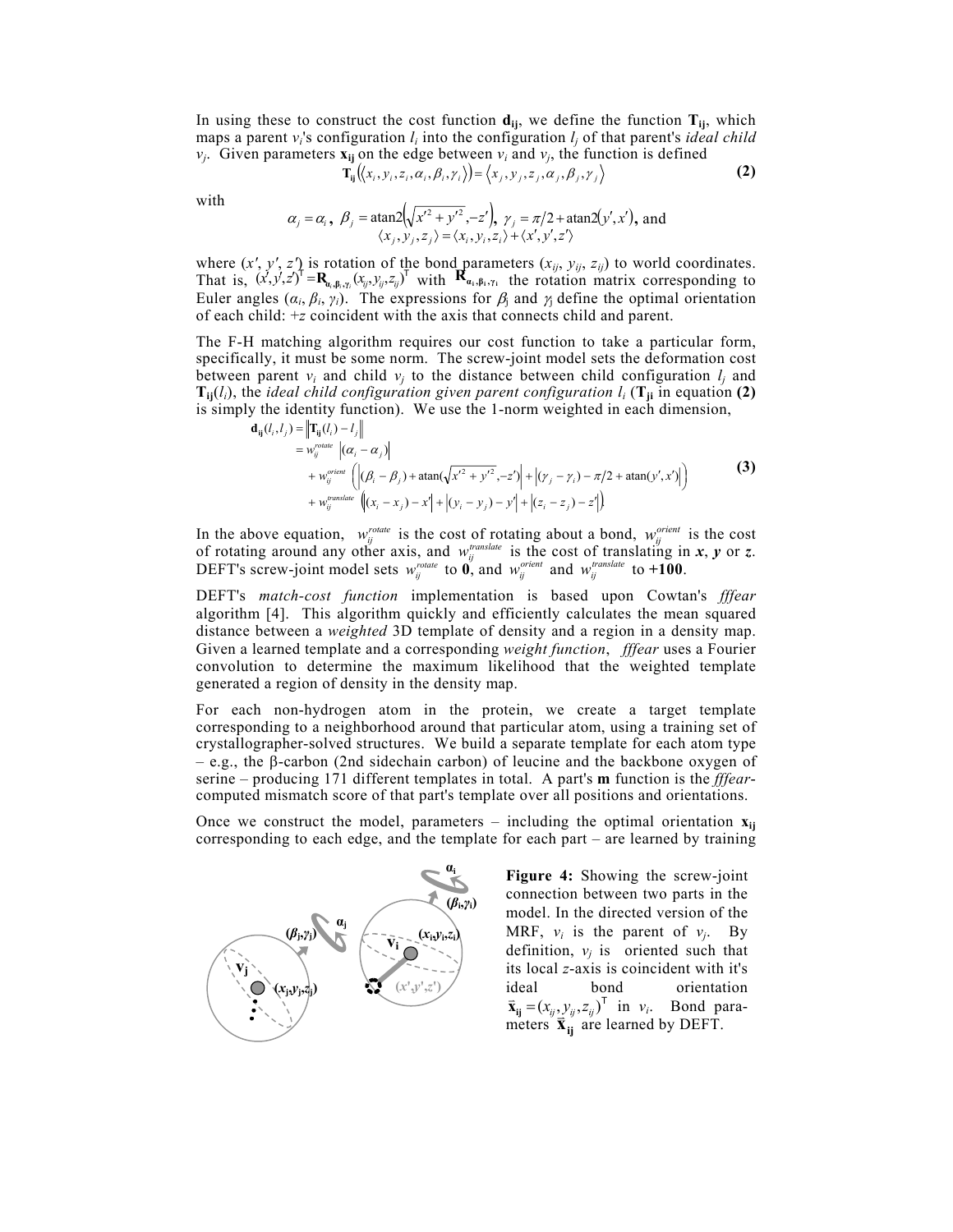In using these to construct the cost function $\mathbf{d_{ij}}$, we define the function $\mathbf{T_{ij}}$, which maps a parent $v_i$'s configuration $l_i$ into the configuration $l_j$ of that parent's *ideal child* $v_j$. Given parameters $\mathbf{x_{ij}}$ on the edge between $v_i$ and $v_j$, the function is defined

$$\mathbf{T_{ij}}\left(\langle x_i, y_i, z_i, \alpha_i, \beta_i, \gamma_i \rangle\right) = \langle x_j, y_j, z_j, \alpha_j, \beta_j, \gamma_j \rangle \tag{2}$$

with

$$\alpha_j = \alpha_i\,,\ \ \beta_j = \operatorname{atan2}\left(\sqrt{x'^2 + y'^2}, -z'\right),\ \ \gamma_j = \pi/2 + \operatorname{atan2}(y', x'),\ \text{and}$$
$$\langle x_j, y_j, z_j \rangle = \langle x_i, y_i, z_i \rangle + \langle x', y', z' \rangle$$

where $(x', y', z')$ is rotation of the bond parameters $(x_{ij}, y_{ij}, z_{ij})$ to world coordinates. That is, $(x', y', z')^{\mathsf{T}} = \mathbf{R}_{\alpha_i,\beta_i,\gamma_i}(x_{ij}, y_{ij}, z_{ij})^{\mathsf{T}}$ with $\mathbf{R}_{\alpha_i,\beta_i,\gamma_i}$ the rotation matrix corresponding to Euler angles $(\alpha_i, \beta_i, \gamma_i)$. The expressions for $\beta_j$ and $\gamma_j$ define the optimal orientation of each child: $+z$ coincident with the axis that connects child and parent.

The F-H matching algorithm requires our cost function to take a particular form, specifically, it must be some norm. The screw-joint model sets the deformation cost between parent $v_i$ and child $v_j$ to the distance between child configuration $l_j$ and $\mathbf{T_{ij}}(l_i)$, the *ideal child configuration given parent configuration* $l_i$ ($\mathbf{T_{ji}}$ in equation **(2)** is simply the identity function). We use the 1-norm weighted in each dimension,

$$\begin{aligned}
\mathbf{d_{ij}}(l_i, l_j) &= \left\| \mathbf{T_{ij}}(l_i) - l_j \right\| \\
&= w_{ij}^{rotate}\ \left|(\alpha_i - \alpha_j)\right| \\
&\quad + w_{ij}^{orient}\ \left( \left|(\beta_i - \beta_j) + \operatorname{atan}\left(\sqrt{x'^2 + y'^2}, -z'\right)\right| + \left|(\gamma_j - \gamma_i) - \pi/2 + \operatorname{atan}(y', x')\right| \right) \\
&\quad + w_{ij}^{translate}\ \left( \left|(x_i - x_j) - x'\right| + \left|(y_i - y_j) - y'\right| + \left|(z_i - z_j) - z'\right| \right)
\end{aligned} \tag{3}$$

In the above equation, $w_{ij}^{rotate}$ is the cost of rotating about a bond, $w_{ij}^{orient}$ is the cost of rotating around any other axis, and $w_{ij}^{translate}$ is the cost of translating in $\boldsymbol{x}$, $\boldsymbol{y}$ or $\boldsymbol{z}$. DEFT's screw-joint model sets $w_{ij}^{rotate}$ to **0**, and $w_{ij}^{orient}$ and $w_{ij}^{translate}$ to **+100**.

DEFT's *match-cost function* implementation is based upon Cowtan's *fffear* algorithm [4]. This algorithm quickly and efficiently calculates the mean squared distance between a *weighted* 3D template of density and a region in a density map. Given a learned template and a corresponding *weight function*, *fffear* uses a Fourier convolution to determine the maximum likelihood that the weighted template generated a region of density in the density map.

For each non-hydrogen atom in the protein, we create a target template corresponding to a neighborhood around that particular atom, using a training set of crystallographer-solved structures. We build a separate template for each atom type – e.g., the β-carbon (2nd sidechain carbon) of leucine and the backbone oxygen of serine – producing 171 different templates in total. A part's $\mathbf{m}$ function is the *fffear*-computed mismatch score of that part's template over all positions and orientations.

Once we construct the model, parameters – including the optimal orientation $\mathbf{x_{ij}}$ corresponding to each edge, and the template for each part – are learned by training

**Figure 4:** Showing the screw-joint connection between two parts in the model. In the directed version of the MRF, $v_i$ is the parent of $v_j$. By definition, $v_j$ is oriented such that its local $z$-axis is coincident with it's ideal bond orientation $\vec{\mathbf{x}}_{\mathbf{ij}} = (x_{ij}, y_{ij}, z_{ij})^{\mathsf{T}}$ in $v_i$. Bond parameters $\vec{\mathbf{x}}_{\mathbf{ij}}$ are learned by DEFT.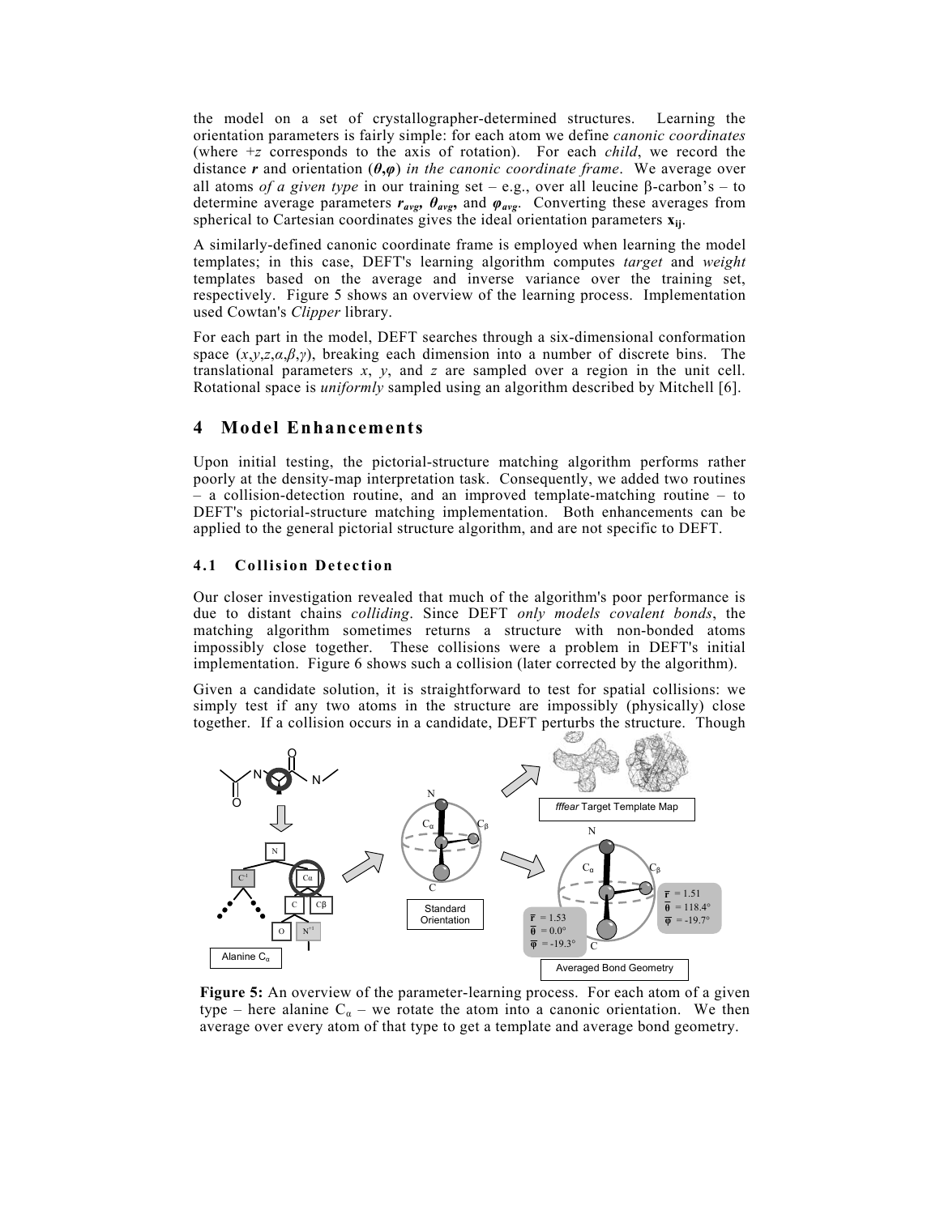the model on a set of crystallographer-determined structures. Learning the orientation parameters is fairly simple: for each atom we define *canonic coordinates* (where $+z$ corresponds to the axis of rotation). For each *child*, we record the distance $\boldsymbol{r}$ and orientation $(\boldsymbol{\theta},\boldsymbol{\varphi})$ *in the canonic coordinate frame*. We average over all atoms *of a given type* in our training set – e.g., over all leucine β-carbon's – to determine average parameters $\boldsymbol{r_{avg}}$, $\boldsymbol{\theta_{avg}}$, and $\boldsymbol{\varphi_{avg}}$. Converting these averages from spherical to Cartesian coordinates gives the ideal orientation parameters $\mathbf{x_{ij}}$.

A similarly-defined canonic coordinate frame is employed when learning the model templates; in this case, DEFT's learning algorithm computes *target* and *weight* templates based on the average and inverse variance over the training set, respectively. Figure 5 shows an overview of the learning process. Implementation used Cowtan's *Clipper* library.

For each part in the model, DEFT searches through a six-dimensional conformation space $(x,y,z,\alpha,\beta,\gamma)$, breaking each dimension into a number of discrete bins. The translational parameters $x$, $y$, and $z$ are sampled over a region in the unit cell. Rotational space is *uniformly* sampled using an algorithm described by Mitchell [6].

# 4 Model Enhancements

Upon initial testing, the pictorial-structure matching algorithm performs rather poorly at the density-map interpretation task. Consequently, we added two routines – a collision-detection routine, and an improved template-matching routine – to DEFT's pictorial-structure matching implementation. Both enhancements can be applied to the general pictorial structure algorithm, and are not specific to DEFT.

## 4.1 Collision Detection

Our closer investigation revealed that much of the algorithm's poor performance is due to distant chains *colliding*. Since DEFT *only models covalent bonds*, the matching algorithm sometimes returns a structure with non-bonded atoms impossibly close together. These collisions were a problem in DEFT's initial implementation. Figure 6 shows such a collision (later corrected by the algorithm).

Given a candidate solution, it is straightforward to test for spatial collisions: we simply test if any two atoms in the structure are impossibly (physically) close together. If a collision occurs in a candidate, DEFT perturbs the structure. Though

**Figure 5:** An overview of the parameter-learning process. For each atom of a given type – here alanine $C_\alpha$ – we rotate the atom into a canonic orientation. We then average over every atom of that type to get a template and average bond geometry.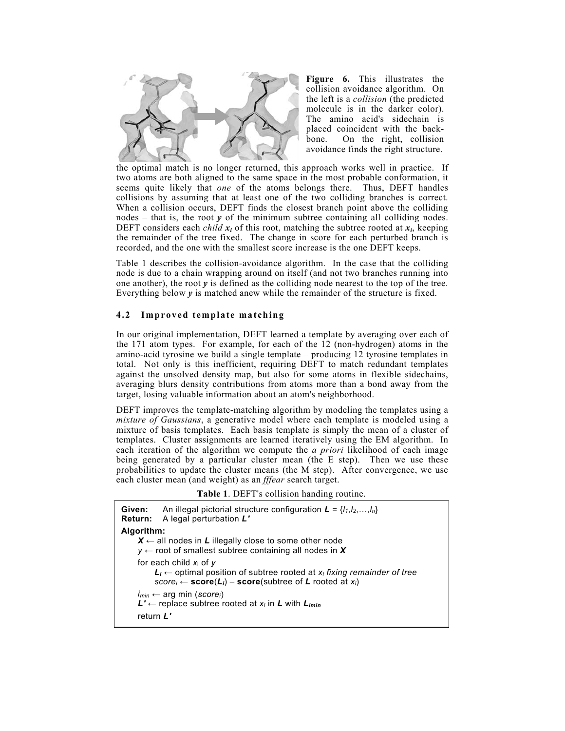**Figure 6.** This illustrates the collision avoidance algorithm. On the left is a *collision* (the predicted molecule is in the darker color). The amino acid's sidechain is placed coincident with the backbone. On the right, collision avoidance finds the right structure.

the optimal match is no longer returned, this approach works well in practice. If two atoms are both aligned to the same space in the most probable conformation, it seems quite likely that *one* of the atoms belongs there. Thus, DEFT handles collisions by assuming that at least one of the two colliding branches is correct. When a collision occurs, DEFT finds the closest branch point above the colliding nodes – that is, the root $\boldsymbol{y}$ of the minimum subtree containing all colliding nodes. DEFT considers each *child* $\boldsymbol{x_i}$ of this root, matching the subtree rooted at $\boldsymbol{x_i}$, keeping the remainder of the tree fixed. The change in score for each perturbed branch is recorded, and the one with the smallest score increase is the one DEFT keeps.

Table 1 describes the collision-avoidance algorithm. In the case that the colliding node is due to a chain wrapping around on itself (and not two branches running into one another), the root $\boldsymbol{y}$ is defined as the colliding node nearest to the top of the tree. Everything below $\boldsymbol{y}$ is matched anew while the remainder of the structure is fixed.

## 4.2 Improved template matching

In our original implementation, DEFT learned a template by averaging over each of the 171 atom types. For example, for each of the 12 (non-hydrogen) atoms in the amino-acid tyrosine we build a single template – producing 12 tyrosine templates in total. Not only is this inefficient, requiring DEFT to match redundant templates against the unsolved density map, but also for some atoms in flexible sidechains, averaging blurs density contributions from atoms more than a bond away from the target, losing valuable information about an atom's neighborhood.

DEFT improves the template-matching algorithm by modeling the templates using a *mixture of Gaussians*, a generative model where each template is modeled using a mixture of basis templates. Each basis template is simply the mean of a cluster of templates. Cluster assignments are learned iteratively using the EM algorithm. In each iteration of the algorithm we compute the *a priori* likelihood of each image being generated by a particular cluster mean (the E step). Then we use these probabilities to update the cluster means (the M step). After convergence, we use each cluster mean (and weight) as an *fffear* search target.

**Table 1**. DEFT's collision handing routine.

```
Given:   An illegal pictorial structure configuration L = {l_1, l_2, …, l_n}
Return:  A legal perturbation L'
Algorithm:
    X ← all nodes in L illegally close to some other node
    y ← root of smallest subtree containing all nodes in X
    for each child x_i of y
        L_i ← optimal position of subtree rooted at x_i fixing remainder of tree
        score_i ← score(L_i) – score(subtree of L rooted at x_i)
    i_min ← arg min (score_i)
    L' ← replace subtree rooted at x_i in L with L_imin
    return L'
```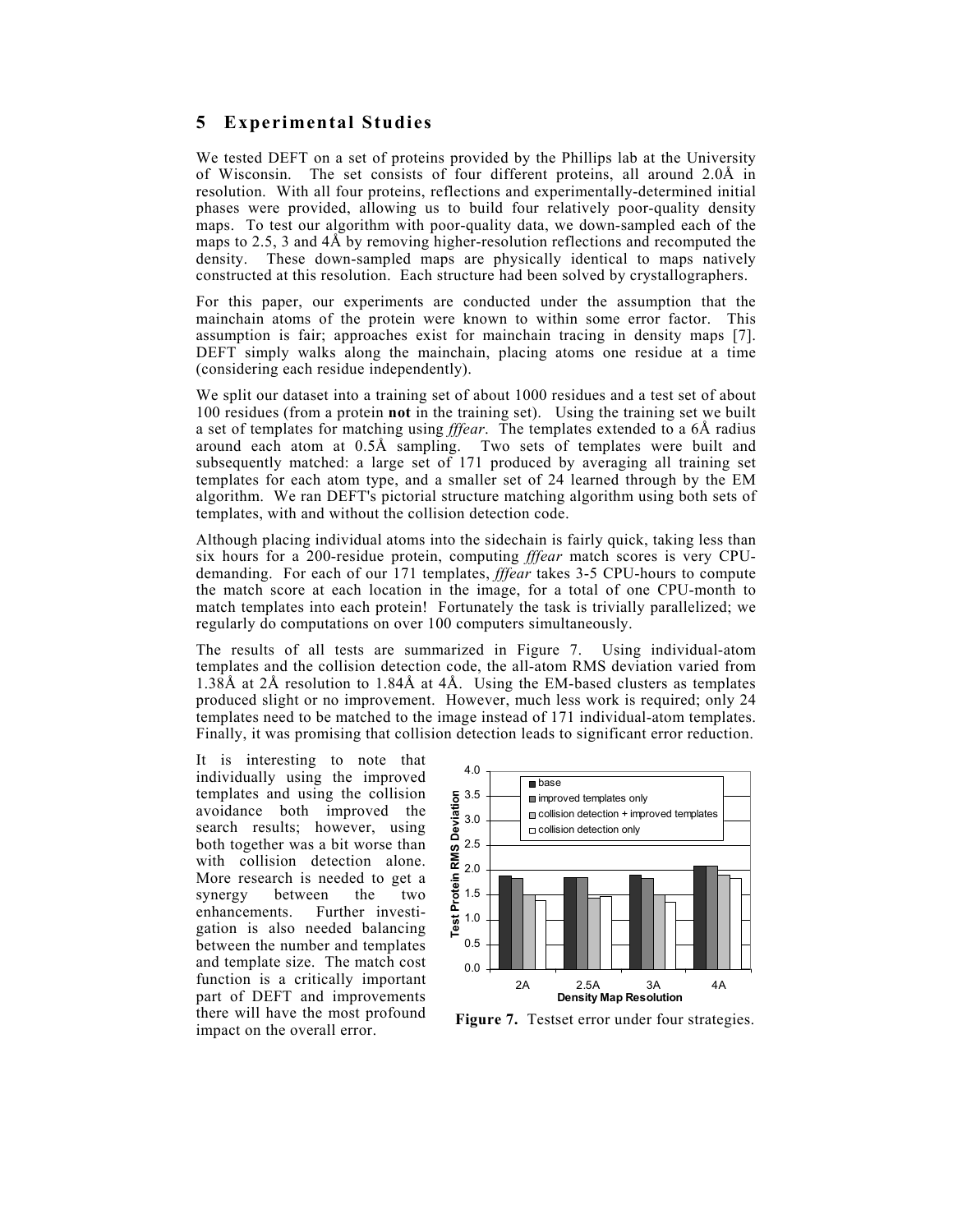## 5 Experimental Studies

We tested DEFT on a set of proteins provided by the Phillips lab at the University of Wisconsin. The set consists of four different proteins, all around 2.0Å in resolution. With all four proteins, reflections and experimentally-determined initial phases were provided, allowing us to build four relatively poor-quality density maps. To test our algorithm with poor-quality data, we down-sampled each of the maps to 2.5, 3 and 4Å by removing higher-resolution reflections and recomputed the density. These down-sampled maps are physically identical to maps natively constructed at this resolution. Each structure had been solved by crystallographers.

For this paper, our experiments are conducted under the assumption that the mainchain atoms of the protein were known to within some error factor. This assumption is fair; approaches exist for mainchain tracing in density maps [7]. DEFT simply walks along the mainchain, placing atoms one residue at a time (considering each residue independently).

We split our dataset into a training set of about 1000 residues and a test set of about 100 residues (from a protein **not** in the training set). Using the training set we built a set of templates for matching using *fffear*. The templates extended to a 6Å radius around each atom at 0.5Å sampling. Two sets of templates were built and subsequently matched: a large set of 171 produced by averaging all training set templates for each atom type, and a smaller set of 24 learned through by the EM algorithm. We ran DEFT's pictorial structure matching algorithm using both sets of templates, with and without the collision detection code.

Although placing individual atoms into the sidechain is fairly quick, taking less than six hours for a 200-residue protein, computing *fffear* match scores is very CPU-demanding. For each of our 171 templates, *fffear* takes 3-5 CPU-hours to compute the match score at each location in the image, for a total of one CPU-month to match templates into each protein! Fortunately the task is trivially parallelized; we regularly do computations on over 100 computers simultaneously.

The results of all tests are summarized in Figure 7. Using individual-atom templates and the collision detection code, the all-atom RMS deviation varied from 1.38Å at 2Å resolution to 1.84Å at 4Å. Using the EM-based clusters as templates produced slight or no improvement. However, much less work is required; only 24 templates need to be matched to the image instead of 171 individual-atom templates. Finally, it was promising that collision detection leads to significant error reduction.

It is interesting to note that individually using the improved templates and using the collision avoidance both improved the search results; however, using both together was a bit worse than with collision detection alone. More research is needed to get a synergy between the two enhancements. Further investigation is also needed balancing between the number and templates and template size. The match cost function is a critically important part of DEFT and improvements there will have the most profound impact on the overall error.

**Figure 7.** Testset error under four strategies.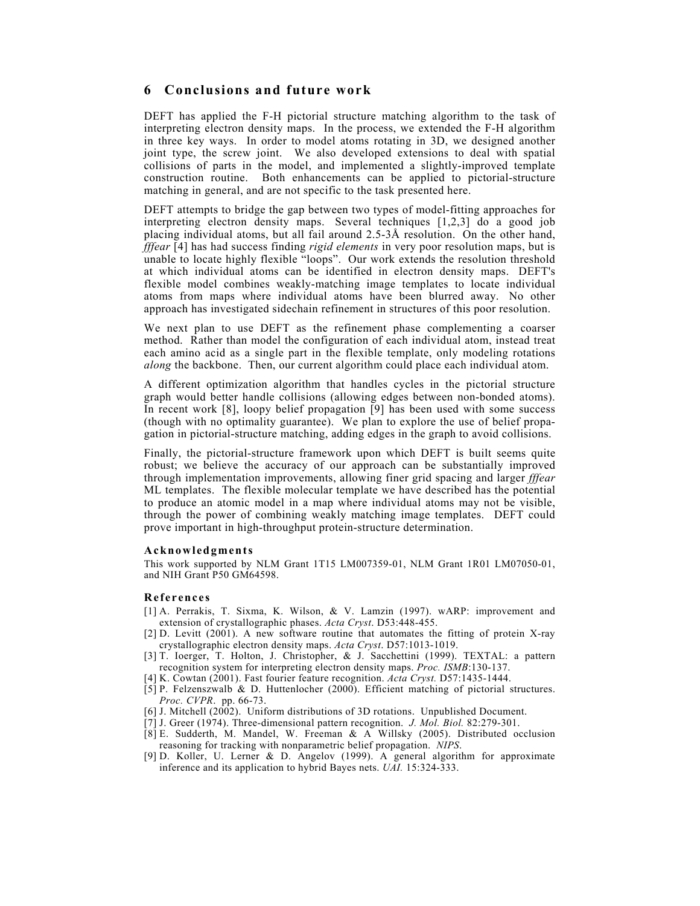## 6 Conclusions and future work

DEFT has applied the F-H pictorial structure matching algorithm to the task of interpreting electron density maps. In the process, we extended the F-H algorithm in three key ways. In order to model atoms rotating in 3D, we designed another joint type, the screw joint. We also developed extensions to deal with spatial collisions of parts in the model, and implemented a slightly-improved template construction routine. Both enhancements can be applied to pictorial-structure matching in general, and are not specific to the task presented here.

DEFT attempts to bridge the gap between two types of model-fitting approaches for interpreting electron density maps. Several techniques [1,2,3] do a good job placing individual atoms, but all fail around 2.5-3Å resolution. On the other hand, *fffear* [4] has had success finding *rigid elements* in very poor resolution maps, but is unable to locate highly flexible "loops". Our work extends the resolution threshold at which individual atoms can be identified in electron density maps. DEFT's flexible model combines weakly-matching image templates to locate individual atoms from maps where individual atoms have been blurred away. No other approach has investigated sidechain refinement in structures of this poor resolution.

We next plan to use DEFT as the refinement phase complementing a coarser method. Rather than model the configuration of each individual atom, instead treat each amino acid as a single part in the flexible template, only modeling rotations *along* the backbone. Then, our current algorithm could place each individual atom.

A different optimization algorithm that handles cycles in the pictorial structure graph would better handle collisions (allowing edges between non-bonded atoms). In recent work [8], loopy belief propagation [9] has been used with some success (though with no optimality guarantee). We plan to explore the use of belief propagation in pictorial-structure matching, adding edges in the graph to avoid collisions.

Finally, the pictorial-structure framework upon which DEFT is built seems quite robust; we believe the accuracy of our approach can be substantially improved through implementation improvements, allowing finer grid spacing and larger *fffear* ML templates. The flexible molecular template we have described has the potential to produce an atomic model in a map where individual atoms may not be visible, through the power of combining weakly matching image templates. DEFT could prove important in high-throughput protein-structure determination.

### Acknowledgments

This work supported by NLM Grant 1T15 LM007359-01, NLM Grant 1R01 LM07050-01, and NIH Grant P50 GM64598.

### References

[1] A. Perrakis, T. Sixma, K. Wilson, & V. Lamzin (1997). wARP: improvement and extension of crystallographic phases. *Acta Cryst*. D53:448-455.

[2] D. Levitt (2001). A new software routine that automates the fitting of protein X-ray crystallographic electron density maps. *Acta Cryst*. D57:1013-1019.

[3] T. Ioerger, T. Holton, J. Christopher, & J. Sacchettini (1999). TEXTAL: a pattern recognition system for interpreting electron density maps. *Proc. ISMB*:130-137.

[4] K. Cowtan (2001). Fast fourier feature recognition. *Acta Cryst.* D57:1435-1444.

[5] P. Felzenszwalb & D. Huttenlocher (2000). Efficient matching of pictorial structures. *Proc. CVPR*. pp. 66-73.

[6] J. Mitchell (2002). Uniform distributions of 3D rotations. Unpublished Document.

[7] J. Greer (1974). Three-dimensional pattern recognition. *J. Mol. Biol.* 82:279-301.

[8] E. Sudderth, M. Mandel, W. Freeman & A Willsky (2005). Distributed occlusion reasoning for tracking with nonparametric belief propagation. *NIPS.*

[9] D. Koller, U. Lerner & D. Angelov (1999). A general algorithm for approximate inference and its application to hybrid Bayes nets. *UAI.* 15:324-333.